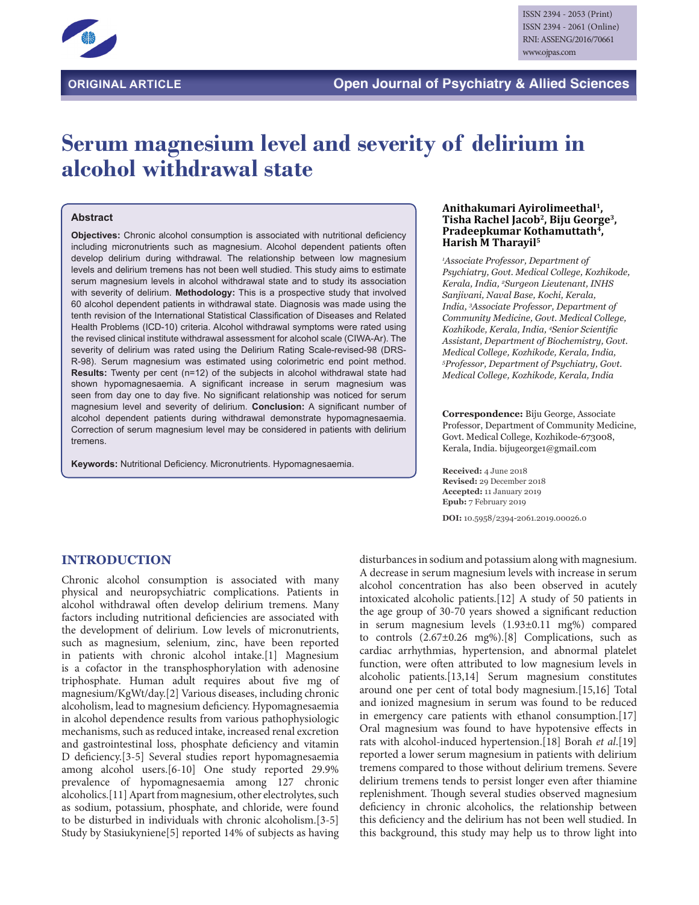ORIGINAL ARTICLE

# Serum magnesium level and severity of delirium in alcohol withdrawal state

**Anithakumari Ayirolimeethal[1], Tisha Rachel Jacob[2], Biju George[3], Pradeepkumar Kothamuttath[4], Harish M Tharayil[5]**

*[1]Associate Professor, Department of Psychiatry, Govt. Medical College, Kozhikode, Kerala, India, [2]Surgeon Lieutenant, INHS Sanjivani, Naval Base, Kochi, Kerala, India, [3]Associate Professor, Department of Community Medicine, Govt. Medical College, Kozhikode, Kerala, India, [4]Senior Scientific Assistant, Department of Biochemistry, Govt. Medical College, Kozhikode, Kerala, India, [5]Professor, Department of Psychiatry, Govt. Medical College, Kozhikode, Kerala, India*

**Correspondence:** Biju George, Associate Professor, Department of Community Medicine, Govt. Medical College, Kozhikode-673008, Kerala, India. bijugeorge1@gmail.com

**Received:** 4 June 2018
**Revised:** 29 December 2018
**Accepted:** 11 January 2019
**Epub:** 7 February 2019

**DOI:** 10.5958/2394-2061.2019.00026.0

## Abstract

**Objectives:** Chronic alcohol consumption is associated with nutritional deficiency including micronutrients such as magnesium. Alcohol dependent patients often develop delirium during withdrawal. The relationship between low magnesium levels and delirium tremens has not been well studied. This study aims to estimate serum magnesium levels in alcohol withdrawal state and to study its association with severity of delirium. **Methodology:** This is a prospective study that involved 60 alcohol dependent patients in withdrawal state. Diagnosis was made using the tenth revision of the International Statistical Classification of Diseases and Related Health Problems (ICD-10) criteria. Alcohol withdrawal symptoms were rated using the revised clinical institute withdrawal assessment for alcohol scale (CIWA-Ar). The severity of delirium was rated using the Delirium Rating Scale-revised-98 (DRS-R-98). Serum magnesium was estimated using colorimetric end point method. **Results:** Twenty per cent (n=12) of the subjects in alcohol withdrawal state had shown hypomagnesaemia. A significant increase in serum magnesium was seen from day one to day five. No significant relationship was noticed for serum magnesium level and severity of delirium. **Conclusion:** A significant number of alcohol dependent patients during withdrawal demonstrate hypomagnesaemia. Correction of serum magnesium level may be considered in patients with delirium tremens.

**Keywords:** Nutritional Deficiency. Micronutrients. Hypomagnesaemia.

## INTRODUCTION

Chronic alcohol consumption is associated with many physical and neuropsychiatric complications. Patients in alcohol withdrawal often develop delirium tremens. Many factors including nutritional deficiencies are associated with the development of delirium. Low levels of micronutrients, such as magnesium, selenium, zinc, have been reported in patients with chronic alcohol intake.[1] Magnesium is a cofactor in the transphosphorylation with adenosine triphosphate. Human adult requires about five mg of magnesium/KgWt/day.[2] Various diseases, including chronic alcoholism, lead to magnesium deficiency. Hypomagnesaemia in alcohol dependence results from various pathophysiologic mechanisms, such as reduced intake, increased renal excretion and gastrointestinal loss, phosphate deficiency and vitamin D deficiency.[3-5] Several studies report hypomagnesaemia among alcohol users.[6-10] One study reported 29.9% prevalence of hypomagnesaemia among 127 chronic alcoholics.[11] Apart from magnesium, other electrolytes, such as sodium, potassium, phosphate, and chloride, were found to be disturbed in individuals with chronic alcoholism.[3-5] Study by Stasiukyniene[5] reported 14% of subjects as having disturbances in sodium and potassium along with magnesium. A decrease in serum magnesium levels with increase in serum alcohol concentration has also been observed in acutely intoxicated alcoholic patients.[12] A study of 50 patients in the age group of 30-70 years showed a significant reduction in serum magnesium levels (1.93±0.11 mg%) compared to controls (2.67±0.26 mg%).[8] Complications, such as cardiac arrhythmias, hypertension, and abnormal platelet function, were often attributed to low magnesium levels in alcoholic patients.[13,14] Serum magnesium constitutes around one per cent of total body magnesium.[15,16] Total and ionized magnesium in serum was found to be reduced in emergency care patients with ethanol consumption.[17] Oral magnesium was found to have hypotensive effects in rats with alcohol-induced hypertension.[18] Borah *et al*.[19] reported a lower serum magnesium in patients with delirium tremens compared to those without delirium tremens. Severe delirium tremens tends to persist longer even after thiamine replenishment. Though several studies observed magnesium deficiency in chronic alcoholics, the relationship between this deficiency and the delirium has not been well studied. In this background, this study may help us to throw light into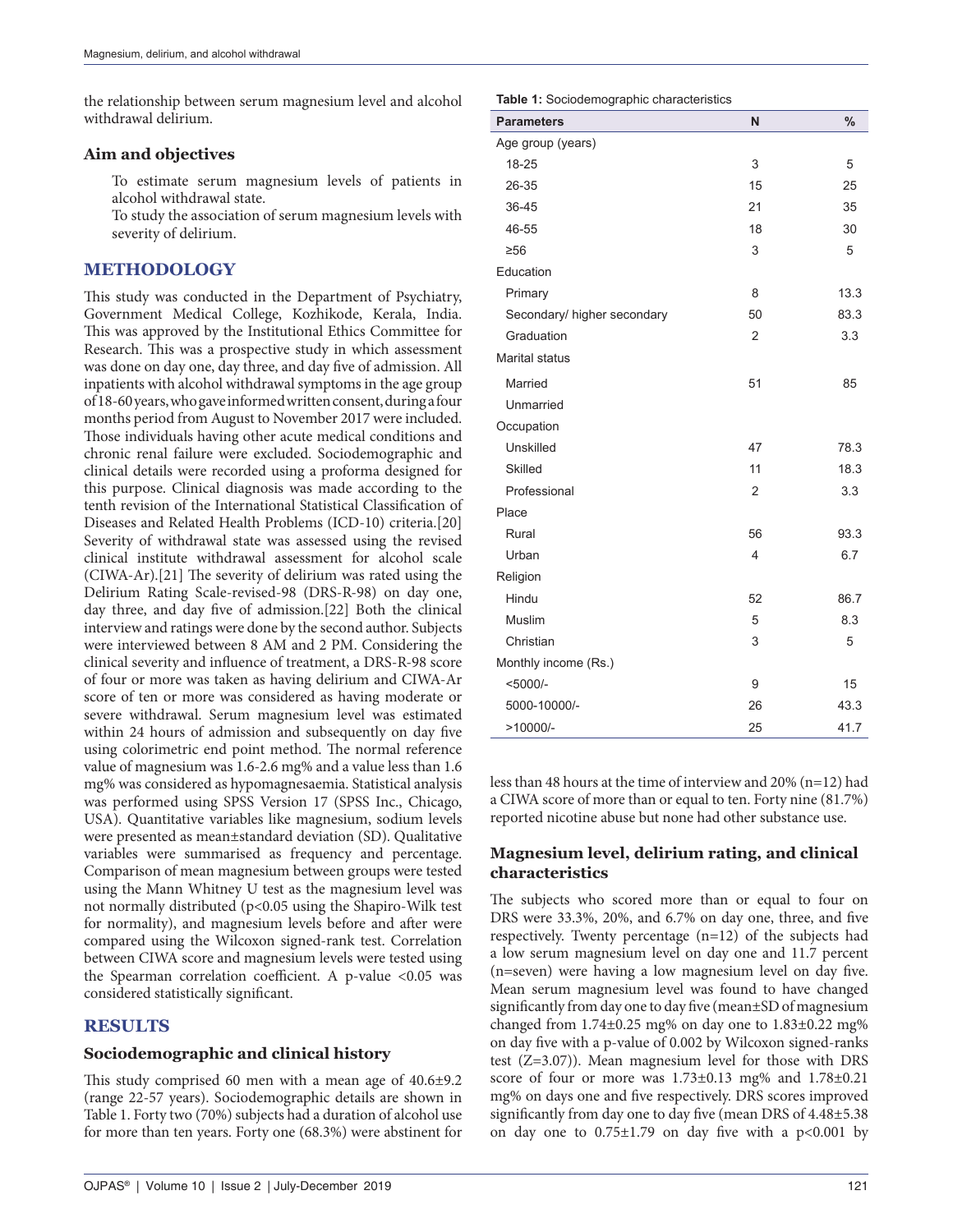the relationship between serum magnesium level and alcohol withdrawal delirium.

### Aim and objectives

To estimate serum magnesium levels of patients in alcohol withdrawal state.

To study the association of serum magnesium levels with severity of delirium.

## METHODOLOGY

This study was conducted in the Department of Psychiatry, Government Medical College, Kozhikode, Kerala, India. This was approved by the Institutional Ethics Committee for Research. This was a prospective study in which assessment was done on day one, day three, and day five of admission. All inpatients with alcohol withdrawal symptoms in the age group of 18-60 years, who gave informed written consent, during a four months period from August to November 2017 were included. Those individuals having other acute medical conditions and chronic renal failure were excluded. Sociodemographic and clinical details were recorded using a proforma designed for this purpose. Clinical diagnosis was made according to the tenth revision of the International Statistical Classification of Diseases and Related Health Problems (ICD-10) criteria.[20] Severity of withdrawal state was assessed using the revised clinical institute withdrawal assessment for alcohol scale (CIWA-Ar).[21] The severity of delirium was rated using the Delirium Rating Scale-revised-98 (DRS-R-98) on day one, day three, and day five of admission.[22] Both the clinical interview and ratings were done by the second author. Subjects were interviewed between 8 AM and 2 PM. Considering the clinical severity and influence of treatment, a DRS-R-98 score of four or more was taken as having delirium and CIWA-Ar score of ten or more was considered as having moderate or severe withdrawal. Serum magnesium level was estimated within 24 hours of admission and subsequently on day five using colorimetric end point method. The normal reference value of magnesium was 1.6-2.6 mg% and a value less than 1.6 mg% was considered as hypomagnesaemia. Statistical analysis was performed using SPSS Version 17 (SPSS Inc., Chicago, USA). Quantitative variables like magnesium, sodium levels were presented as mean±standard deviation (SD). Qualitative variables were summarised as frequency and percentage. Comparison of mean magnesium between groups were tested using the Mann Whitney U test as the magnesium level was not normally distributed ($p<0.05$ using the Shapiro-Wilk test for normality), and magnesium levels before and after were compared using the Wilcoxon signed-rank test. Correlation between CIWA score and magnesium levels were tested using the Spearman correlation coefficient. A p-value <0.05 was considered statistically significant.

## RESULTS

### Sociodemographic and clinical history

This study comprised 60 men with a mean age of 40.6±9.2 (range 22-57 years). Sociodemographic details are shown in Table 1. Forty two (70%) subjects had a duration of alcohol use for more than ten years. Forty one (68.3%) were abstinent for less than 48 hours at the time of interview and 20% (n=12) had a CIWA score of more than or equal to ten. Forty nine (81.7%) reported nicotine abuse but none had other substance use.

**Table 1:** Sociodemographic characteristics

| Parameters | N | % |
|---|---|---|
| Age group (years) | | |
| 18-25 | 3 | 5 |
| 26-35 | 15 | 25 |
| 36-45 | 21 | 35 |
| 46-55 | 18 | 30 |
| ≥56 | 3 | 5 |
| Education | | |
| Primary | 8 | 13.3 |
| Secondary/ higher secondary | 50 | 83.3 |
| Graduation | 2 | 3.3 |
| Marital status | | |
| Married | 51 | 85 |
| Unmarried | | |
| Occupation | | |
| Unskilled | 47 | 78.3 |
| Skilled | 11 | 18.3 |
| Professional | 2 | 3.3 |
| Place | | |
| Rural | 56 | 93.3 |
| Urban | 4 | 6.7 |
| Religion | | |
| Hindu | 52 | 86.7 |
| Muslim | 5 | 8.3 |
| Christian | 3 | 5 |
| Monthly income (Rs.) | | |
| <5000/- | 9 | 15 |
| 5000-10000/- | 26 | 43.3 |
| >10000/- | 25 | 41.7 |

### Magnesium level, delirium rating, and clinical characteristics

The subjects who scored more than or equal to four on DRS were 33.3%, 20%, and 6.7% on day one, three, and five respectively. Twenty percentage (n=12) of the subjects had a low serum magnesium level on day one and 11.7 percent (n=seven) were having a low magnesium level on day five. Mean serum magnesium level was found to have changed significantly from day one to day five (mean±SD of magnesium changed from 1.74±0.25 mg% on day one to 1.83±0.22 mg% on day five with a p-value of 0.002 by Wilcoxon signed-ranks test (Z=3.07)). Mean magnesium level for those with DRS score of four or more was 1.73±0.13 mg% and 1.78±0.21 mg% on days one and five respectively. DRS scores improved significantly from day one to day five (mean DRS of 4.48±5.38 on day one to 0.75±1.79 on day five with a p<0.001 by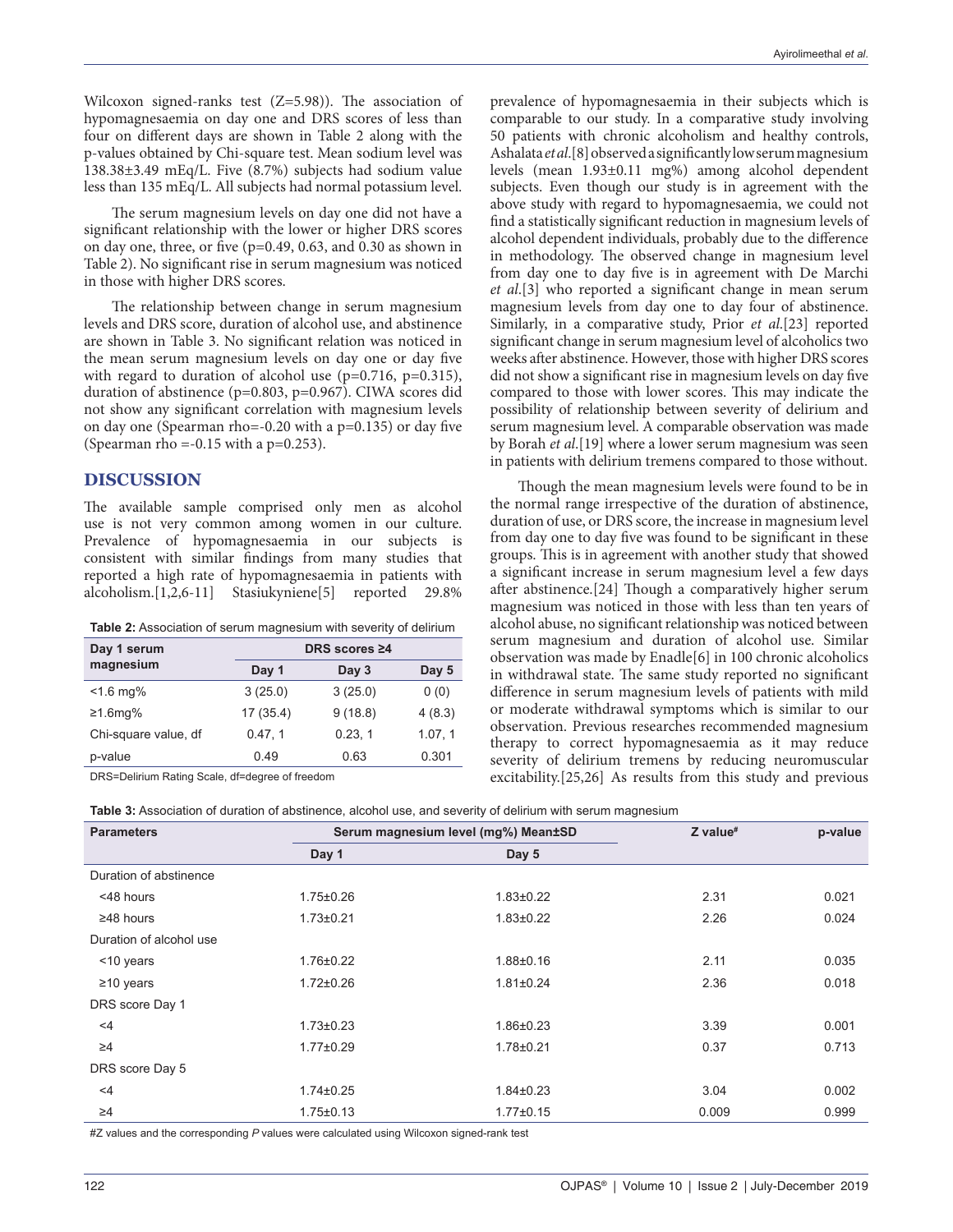Wilcoxon signed-ranks test (Z=5.98)). The association of hypomagnesaemia on day one and DRS scores of less than four on different days are shown in Table 2 along with the p-values obtained by Chi-square test. Mean sodium level was 138.38±3.49 mEq/L. Five (8.7%) subjects had sodium value less than 135 mEq/L. All subjects had normal potassium level.

The serum magnesium levels on day one did not have a significant relationship with the lower or higher DRS scores on day one, three, or five (p=0.49, 0.63, and 0.30 as shown in Table 2). No significant rise in serum magnesium was noticed in those with higher DRS scores.

The relationship between change in serum magnesium levels and DRS score, duration of alcohol use, and abstinence are shown in Table 3. No significant relation was noticed in the mean serum magnesium levels on day one or day five with regard to duration of alcohol use (p=0.716, p=0.315), duration of abstinence (p=0.803, p=0.967). CIWA scores did not show any significant correlation with magnesium levels on day one (Spearman rho=-0.20 with a p=0.135) or day five (Spearman rho =-0.15 with a p=0.253).

## DISCUSSION

The available sample comprised only men as alcohol use is not very common among women in our culture. Prevalence of hypomagnesaemia in our subjects is consistent with similar findings from many studies that reported a high rate of hypomagnesaemia in patients with alcoholism.[1,2,6-11] Stasiukyniene[5] reported 29.8% prevalence of hypomagnesaemia in their subjects which is comparable to our study. In a comparative study involving 50 patients with chronic alcoholism and healthy controls, Ashalata *et al*.[8] observed a significantly low serum magnesium levels (mean 1.93±0.11 mg%) among alcohol dependent subjects. Even though our study is in agreement with the above study with regard to hypomagnesaemia, we could not find a statistically significant reduction in magnesium levels of alcohol dependent individuals, probably due to the difference in methodology. The observed change in magnesium level from day one to day five is in agreement with De Marchi *et al*.[3] who reported a significant change in mean serum magnesium levels from day one to day four of abstinence. Similarly, in a comparative study, Prior *et al*.[23] reported significant change in serum magnesium level of alcoholics two weeks after abstinence. However, those with higher DRS scores did not show a significant rise in magnesium levels on day five compared to those with lower scores. This may indicate the possibility of relationship between severity of delirium and serum magnesium level. A comparable observation was made by Borah *et al*.[19] where a lower serum magnesium was seen in patients with delirium tremens compared to those without.

**Table 2:** Association of serum magnesium with severity of delirium

| Day 1 serum magnesium | DRS scores ≥4 | | |
|---|---|---|---|
| | Day 1 | Day 3 | Day 5 |
| <1.6 mg% | 3 (25.0) | 3 (25.0) | 0 (0) |
| ≥1.6mg% | 17 (35.4) | 9 (18.8) | 4 (8.3) |
| Chi-square value, df | 0.47, 1 | 0.23, 1 | 1.07, 1 |
| p-value | 0.49 | 0.63 | 0.301 |

DRS=Delirium Rating Scale, df=degree of freedom

Though the mean magnesium levels were found to be in the normal range irrespective of the duration of abstinence, duration of use, or DRS score, the increase in magnesium level from day one to day five was found to be significant in these groups. This is in agreement with another study that showed a significant increase in serum magnesium level a few days after abstinence.[24] Though a comparatively higher serum magnesium was noticed in those with less than ten years of alcohol abuse, no significant relationship was noticed between serum magnesium and duration of alcohol use. Similar observation was made by Enadle[6] in 100 chronic alcoholics in withdrawal state. The same study reported no significant difference in serum magnesium levels of patients with mild or moderate withdrawal symptoms which is similar to our observation. Previous researches recommended magnesium therapy to correct hypomagnesaemia as it may reduce severity of delirium tremens by reducing neuromuscular excitability.[25,26] As results from this study and previous

**Table 3:** Association of duration of abstinence, alcohol use, and severity of delirium with serum magnesium

| Parameters | Serum magnesium level (mg%) Mean±SD | | Z value# | p-value |
|---|---|---|---|---|
| | Day 1 | Day 5 | | |
| Duration of abstinence | | | | |
| <48 hours | 1.75±0.26 | 1.83±0.22 | 2.31 | 0.021 |
| ≥48 hours | 1.73±0.21 | 1.83±0.22 | 2.26 | 0.024 |
| Duration of alcohol use | | | | |
| <10 years | 1.76±0.22 | 1.88±0.16 | 2.11 | 0.035 |
| ≥10 years | 1.72±0.26 | 1.81±0.24 | 2.36 | 0.018 |
| DRS score Day 1 | | | | |
| <4 | 1.73±0.23 | 1.86±0.23 | 3.39 | 0.001 |
| ≥4 | 1.77±0.29 | 1.78±0.21 | 0.37 | 0.713 |
| DRS score Day 5 | | | | |
| <4 | 1.74±0.25 | 1.84±0.23 | 3.04 | 0.002 |
| ≥4 | 1.75±0.13 | 1.77±0.15 | 0.009 | 0.999 |

#Z values and the corresponding *P* values were calculated using Wilcoxon signed-rank test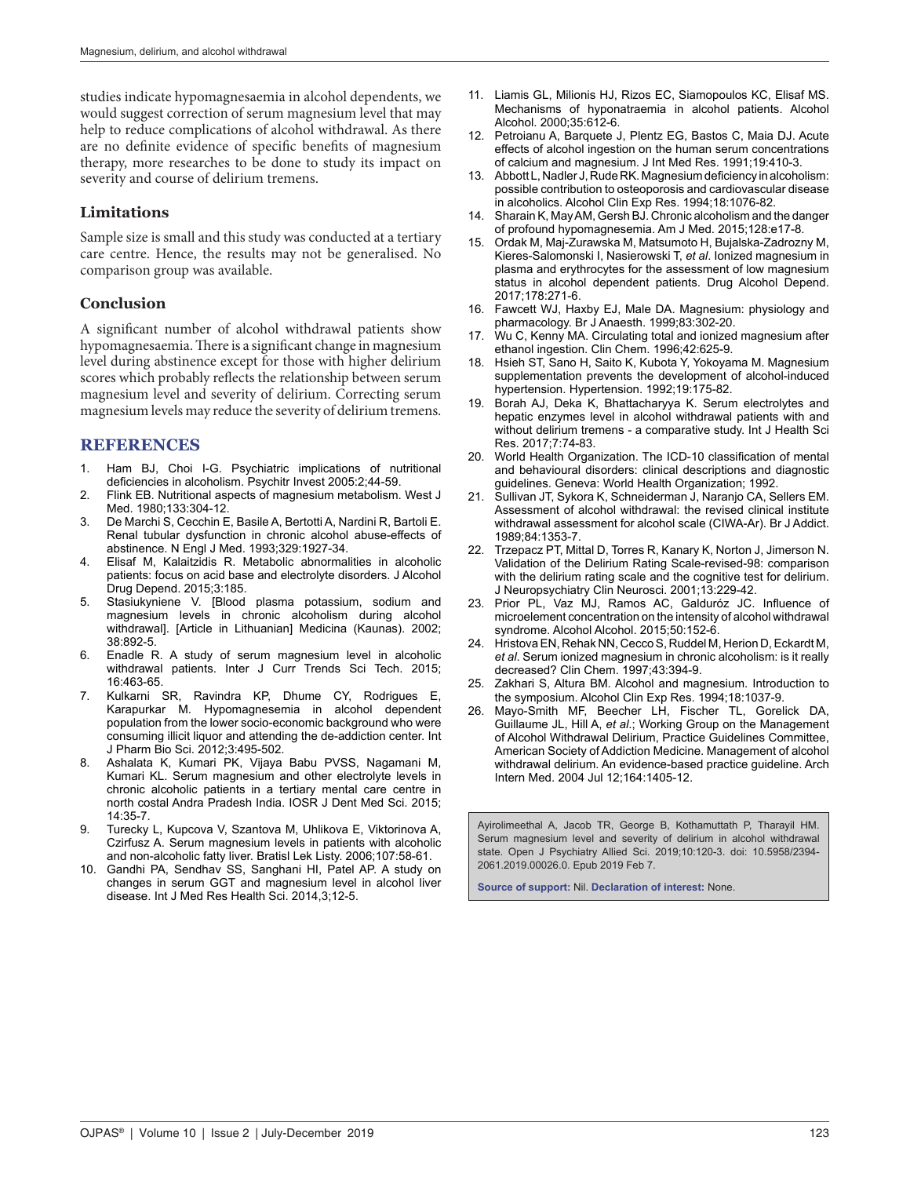studies indicate hypomagnesaemia in alcohol dependents, we would suggest correction of serum magnesium level that may help to reduce complications of alcohol withdrawal. As there are no definite evidence of specific benefits of magnesium therapy, more researches to be done to study its impact on severity and course of delirium tremens.

### Limitations

Sample size is small and this study was conducted at a tertiary care centre. Hence, the results may not be generalised. No comparison group was available.

### Conclusion

A significant number of alcohol withdrawal patients show hypomagnesaemia. There is a significant change in magnesium level during abstinence except for those with higher delirium scores which probably reflects the relationship between serum magnesium level and severity of delirium. Correcting serum magnesium levels may reduce the severity of delirium tremens.

## REFERENCES

1. Ham BJ, Choi I-G. Psychiatric implications of nutritional deficiencies in alcoholism. Psychitr Invest 2005:2;44-59.
2. Flink EB. Nutritional aspects of magnesium metabolism. West J Med. 1980;133:304-12.
3. De Marchi S, Cecchin E, Basile A, Bertotti A, Nardini R, Bartoli E. Renal tubular dysfunction in chronic alcohol abuse-effects of abstinence. N Engl J Med. 1993;329:1927-34.
4. Elisaf M, Kalaitzidis R. Metabolic abnormalities in alcoholic patients: focus on acid base and electrolyte disorders. J Alcohol Drug Depend. 2015;3:185.
5. Stasiukyniene V. [Blood plasma potassium, sodium and magnesium levels in chronic alcoholism during alcohol withdrawal]. [Article in Lithuanian] Medicina (Kaunas). 2002; 38:892-5.
6. Enadle R. A study of serum magnesium level in alcoholic withdrawal patients. Inter J Curr Trends Sci Tech. 2015; 16:463-65.
7. Kulkarni SR, Ravindra KP, Dhume CY, Rodrigues E, Karapurkar M. Hypomagnesemia in alcohol dependent population from the lower socio-economic background who were consuming illicit liquor and attending the de-addiction center. Int J Pharm Bio Sci. 2012;3:495-502.
8. Ashalata K, Kumari PK, Vijaya Babu PVSS, Nagamani M, Kumari KL. Serum magnesium and other electrolyte levels in chronic alcoholic patients in a tertiary mental care centre in north costal Andra Pradesh India. IOSR J Dent Med Sci. 2015; 14:35-7.
9. Turecky L, Kupcova V, Szantova M, Uhlikova E, Viktorinova A, Czirfusz A. Serum magnesium levels in patients with alcoholic and non-alcoholic fatty liver. Bratisl Lek Listy. 2006;107:58-61.
10. Gandhi PA, Sendhav SS, Sanghani HI, Patel AP. A study on changes in serum GGT and magnesium level in alcohol liver disease. Int J Med Res Health Sci. 2014,3;12-5.
11. Liamis GL, Milionis HJ, Rizos EC, Siamopoulos KC, Elisaf MS. Mechanisms of hyponatraemia in alcohol patients. Alcohol Alcohol. 2000;35:612-6.
12. Petroianu A, Barquete J, Plentz EG, Bastos C, Maia DJ. Acute effects of alcohol ingestion on the human serum concentrations of calcium and magnesium. J Int Med Res. 1991;19:410-3.
13. Abbott L, Nadler J, Rude RK. Magnesium deficiency in alcoholism: possible contribution to osteoporosis and cardiovascular disease in alcoholics. Alcohol Clin Exp Res. 1994;18:1076-82.
14. Sharain K, May AM, Gersh BJ. Chronic alcoholism and the danger of profound hypomagnesemia. Am J Med. 2015;128:e17-8.
15. Ordak M, Maj-Zurawska M, Matsumoto H, Bujalska-Zadrozny M, Kieres-Salomonski I, Nasierowski T, *et al*. Ionized magnesium in plasma and erythrocytes for the assessment of low magnesium status in alcohol dependent patients. Drug Alcohol Depend. 2017;178:271-6.
16. Fawcett WJ, Haxby EJ, Male DA. Magnesium: physiology and pharmacology. Br J Anaesth. 1999;83:302-20.
17. Wu C, Kenny MA. Circulating total and ionized magnesium after ethanol ingestion. Clin Chem. 1996;42:625-9.
18. Hsieh ST, Sano H, Saito K, Kubota Y, Yokoyama M. Magnesium supplementation prevents the development of alcohol-induced hypertension. Hypertension. 1992;19:175-82.
19. Borah AJ, Deka K, Bhattacharyya K. Serum electrolytes and hepatic enzymes level in alcohol withdrawal patients with and without delirium tremens - a comparative study. Int J Health Sci Res. 2017;7:74-83.
20. World Health Organization. The ICD-10 classification of mental and behavioural disorders: clinical descriptions and diagnostic guidelines. Geneva: World Health Organization; 1992.
21. Sullivan JT, Sykora K, Schneiderman J, Naranjo CA, Sellers EM. Assessment of alcohol withdrawal: the revised clinical institute withdrawal assessment for alcohol scale (CIWA-Ar). Br J Addict. 1989;84:1353-7.
22. Trzepacz PT, Mittal D, Torres R, Kanary K, Norton J, Jimerson N. Validation of the Delirium Rating Scale-revised-98: comparison with the delirium rating scale and the cognitive test for delirium. J Neuropsychiatry Clin Neurosci. 2001;13:229-42.
23. Prior PL, Vaz MJ, Ramos AC, Galduróz JC. Influence of microelement concentration on the intensity of alcohol withdrawal syndrome. Alcohol Alcohol. 2015;50:152-6.
24. Hristova EN, Rehak NN, Cecco S, Ruddel M, Herion D, Eckardt M, *et al*. Serum ionized magnesium in chronic alcoholism: is it really decreased? Clin Chem. 1997;43:394-9.
25. Zakhari S, Altura BM. Alcohol and magnesium. Introduction to the symposium. Alcohol Clin Exp Res. 1994;18:1037-9.
26. Mayo-Smith MF, Beecher LH, Fischer TL, Gorelick DA, Guillaume JL, Hill A, *et al*.; Working Group on the Management of Alcohol Withdrawal Delirium, Practice Guidelines Committee, American Society of Addiction Medicine. Management of alcohol withdrawal delirium. An evidence-based practice guideline. Arch Intern Med. 2004 Jul 12;164:1405-12.

Ayirolimeethal A, Jacob TR, George B, Kothamuttath P, Tharayil HM. Serum magnesium level and severity of delirium in alcohol withdrawal state. Open J Psychiatry Allied Sci. 2019;10:120-3. doi: 10.5958/2394-2061.2019.00026.0. Epub 2019 Feb 7.

**Source of support:** Nil. **Declaration of interest:** None.